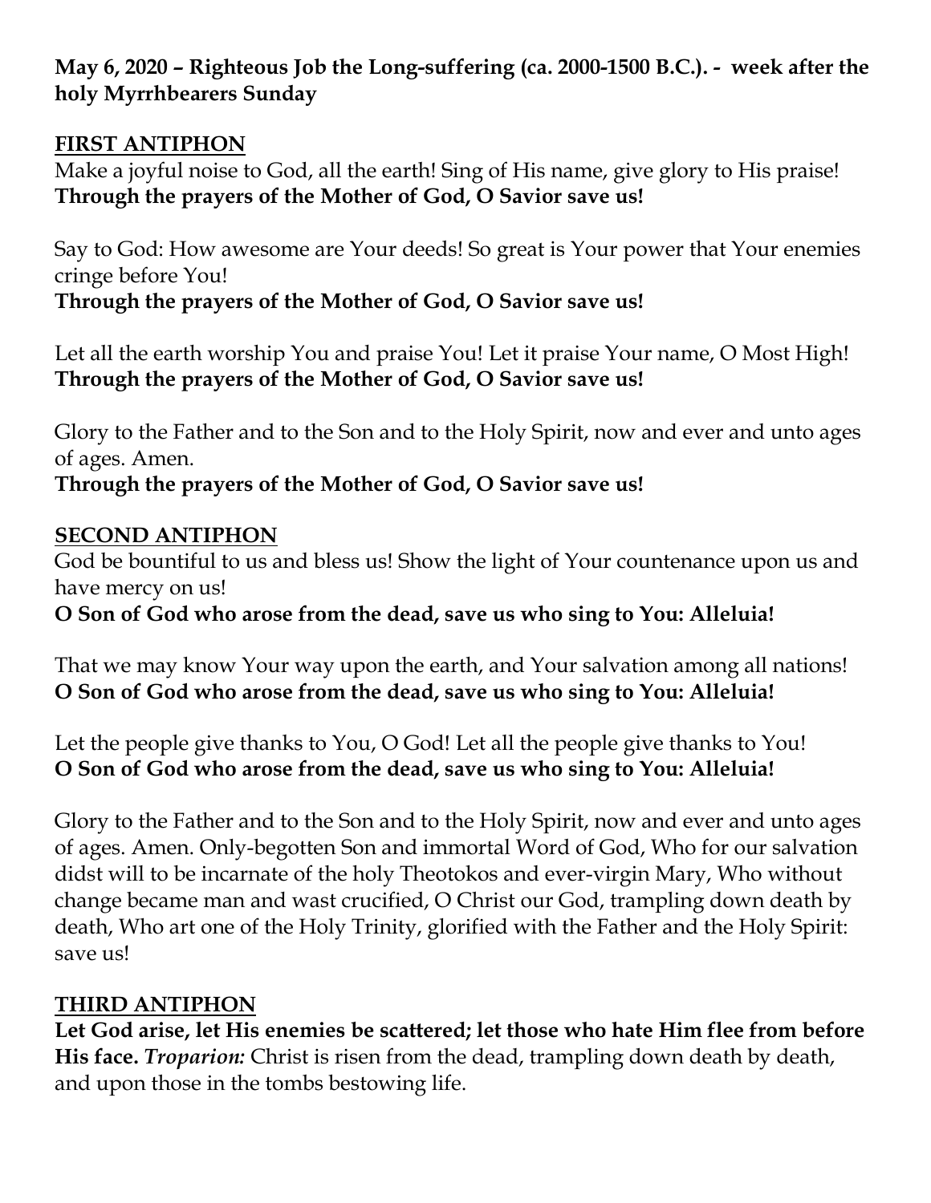**May 6, 2020 – Righteous Job the Long-suffering (ca. 2000-1500 B.C.). - week after the holy Myrrhbearers Sunday**

## FIRST ANTIPHON

Make a joyful noise to God, all the earth! Sing of His name, give glory to His praise!
**Through the prayers of the Mother of God, O Savior save us!**

Say to God: How awesome are Your deeds! So great is Your power that Your enemies cringe before You!
**Through the prayers of the Mother of God, O Savior save us!**

Let all the earth worship You and praise You! Let it praise Your name, O Most High!
**Through the prayers of the Mother of God, O Savior save us!**

Glory to the Father and to the Son and to the Holy Spirit, now and ever and unto ages of ages. Amen.
**Through the prayers of the Mother of God, O Savior save us!**

## SECOND ANTIPHON

God be bountiful to us and bless us! Show the light of Your countenance upon us and have mercy on us!
**O Son of God who arose from the dead, save us who sing to You: Alleluia!**

That we may know Your way upon the earth, and Your salvation among all nations!
**O Son of God who arose from the dead, save us who sing to You: Alleluia!**

Let the people give thanks to You, O God! Let all the people give thanks to You!
**O Son of God who arose from the dead, save us who sing to You: Alleluia!**

Glory to the Father and to the Son and to the Holy Spirit, now and ever and unto ages of ages. Amen. Only-begotten Son and immortal Word of God, Who for our salvation didst will to be incarnate of the holy Theotokos and ever-virgin Mary, Who without change became man and wast crucified, O Christ our God, trampling down death by death, Who art one of the Holy Trinity, glorified with the Father and the Holy Spirit: save us!

## THIRD ANTIPHON

**Let God arise, let His enemies be scattered; let those who hate Him flee from before His face.** ***Troparion:*** Christ is risen from the dead, trampling down death by death, and upon those in the tombs bestowing life.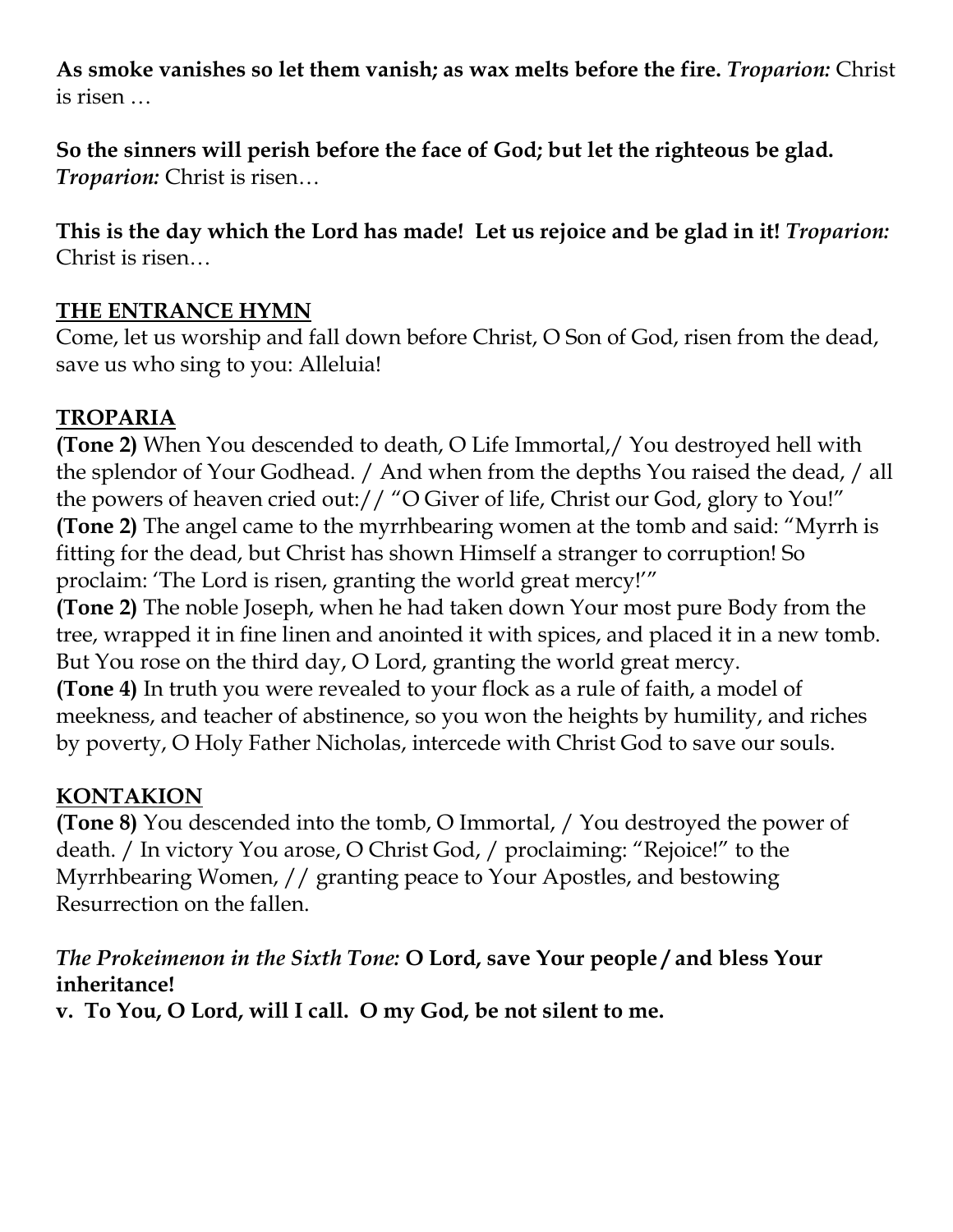**As smoke vanishes so let them vanish; as wax melts before the fire.** *Troparion:* Christ is risen …

**So the sinners will perish before the face of God; but let the righteous be glad.** *Troparion:* Christ is risen…

**This is the day which the Lord has made! Let us rejoice and be glad in it!** *Troparion:* Christ is risen…

## THE ENTRANCE HYMN

Come, let us worship and fall down before Christ, O Son of God, risen from the dead, save us who sing to you: Alleluia!

## TROPARIA

**(Tone 2)** When You descended to death, O Life Immortal,/ You destroyed hell with the splendor of Your Godhead. / And when from the depths You raised the dead, / all the powers of heaven cried out:// "O Giver of life, Christ our God, glory to You!"
**(Tone 2)** The angel came to the myrrhbearing women at the tomb and said: "Myrrh is fitting for the dead, but Christ has shown Himself a stranger to corruption! So proclaim: 'The Lord is risen, granting the world great mercy!'"
**(Tone 2)** The noble Joseph, when he had taken down Your most pure Body from the tree, wrapped it in fine linen and anointed it with spices, and placed it in a new tomb. But You rose on the third day, O Lord, granting the world great mercy.
**(Tone 4)** In truth you were revealed to your flock as a rule of faith, a model of meekness, and teacher of abstinence, so you won the heights by humility, and riches by poverty, O Holy Father Nicholas, intercede with Christ God to save our souls.

## KONTAKION

**(Tone 8)** You descended into the tomb, O Immortal, / You destroyed the power of death. / In victory You arose, O Christ God, / proclaiming: "Rejoice!" to the Myrrhbearing Women, // granting peace to Your Apostles, and bestowing Resurrection on the fallen.

*The Prokeimenon in the Sixth Tone:* **O Lord, save Your people / and bless Your inheritance!**
**v. To You, O Lord, will I call. O my God, be not silent to me.**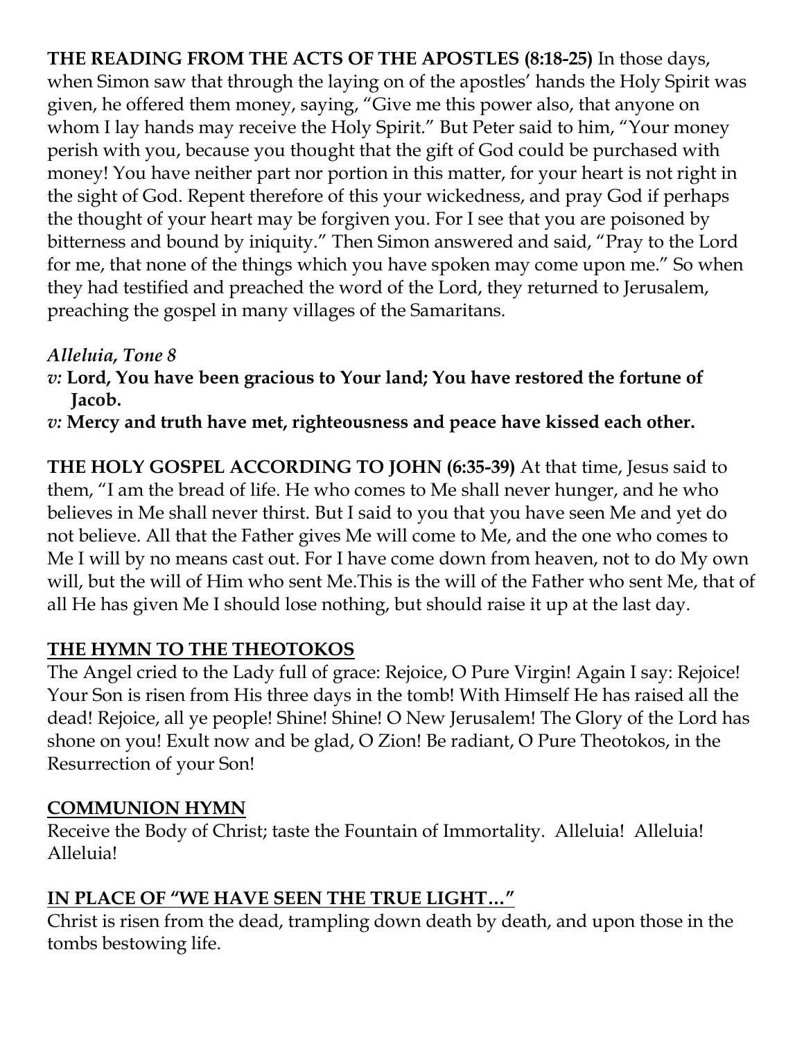**THE READING FROM THE ACTS OF THE APOSTLES (8:18-25)** In those days, when Simon saw that through the laying on of the apostles' hands the Holy Spirit was given, he offered them money, saying, "Give me this power also, that anyone on whom I lay hands may receive the Holy Spirit." But Peter said to him, "Your money perish with you, because you thought that the gift of God could be purchased with money! You have neither part nor portion in this matter, for your heart is not right in the sight of God. Repent therefore of this your wickedness, and pray God if perhaps the thought of your heart may be forgiven you. For I see that you are poisoned by bitterness and bound by iniquity." Then Simon answered and said, "Pray to the Lord for me, that none of the things which you have spoken may come upon me." So when they had testified and preached the word of the Lord, they returned to Jerusalem, preaching the gospel in many villages of the Samaritans.

*Alleluia, Tone 8*

*v:* **Lord, You have been gracious to Your land; You have restored the fortune of Jacob.**

*v:* **Mercy and truth have met, righteousness and peace have kissed each other.**

**THE HOLY GOSPEL ACCORDING TO JOHN (6:35-39)** At that time, Jesus said to them, "I am the bread of life. He who comes to Me shall never hunger, and he who believes in Me shall never thirst. But I said to you that you have seen Me and yet do not believe. All that the Father gives Me will come to Me, and the one who comes to Me I will by no means cast out. For I have come down from heaven, not to do My own will, but the will of Him who sent Me.This is the will of the Father who sent Me, that of all He has given Me I should lose nothing, but should raise it up at the last day.

## THE HYMN TO THE THEOTOKOS

The Angel cried to the Lady full of grace: Rejoice, O Pure Virgin! Again I say: Rejoice! Your Son is risen from His three days in the tomb! With Himself He has raised all the dead! Rejoice, all ye people! Shine! Shine! O New Jerusalem! The Glory of the Lord has shone on you! Exult now and be glad, O Zion! Be radiant, O Pure Theotokos, in the Resurrection of your Son!

## COMMUNION HYMN

Receive the Body of Christ; taste the Fountain of Immortality. Alleluia! Alleluia! Alleluia!

## IN PLACE OF "WE HAVE SEEN THE TRUE LIGHT…"

Christ is risen from the dead, trampling down death by death, and upon those in the tombs bestowing life.